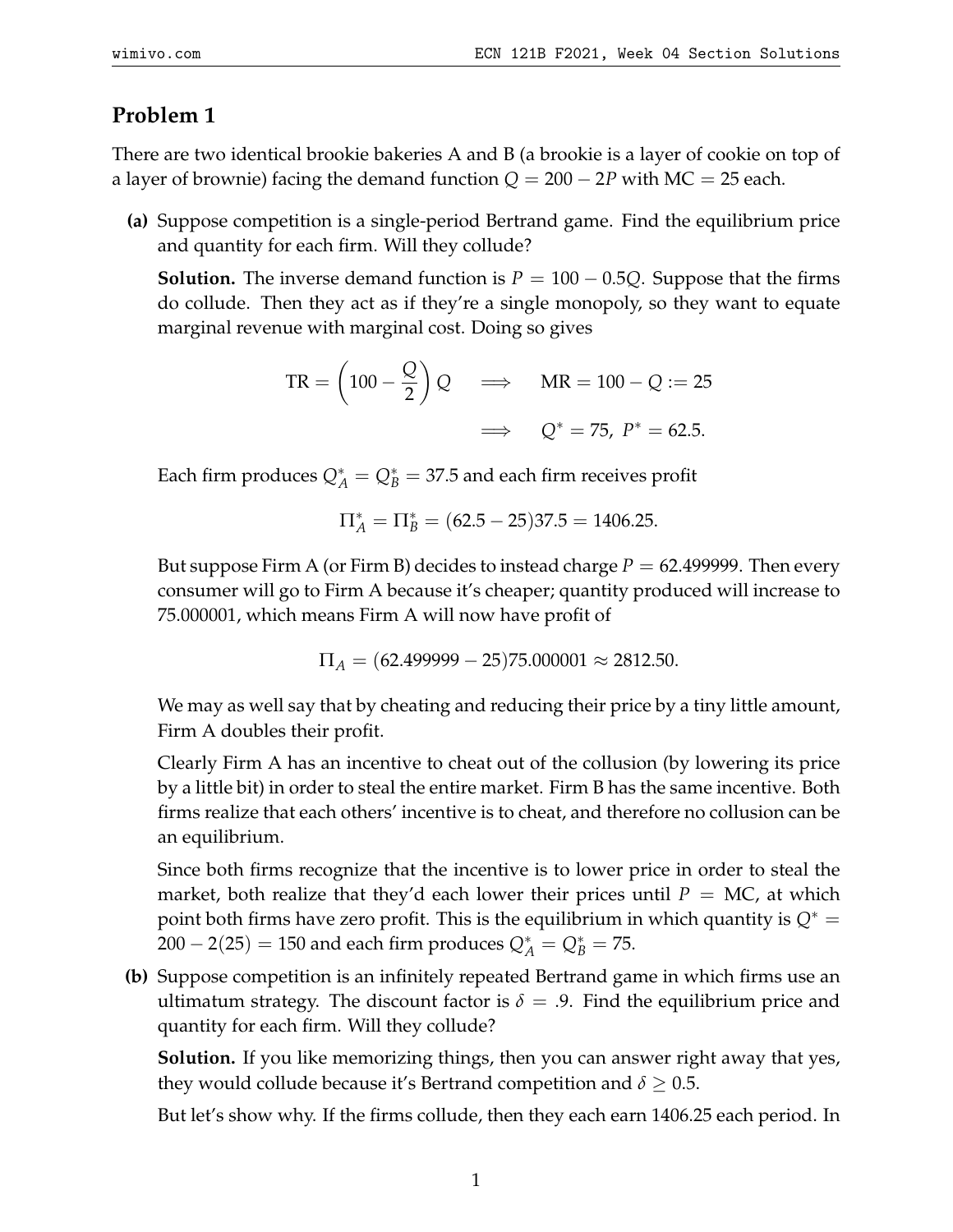## Problem 1

There are two identical brookie bakeries A and B (a brookie is a layer of cookie on top of a layer of brownie) facing the demand function $Q = 200 - 2P$ with $\text{MC} = 25$ each.

**(a)** Suppose competition is a single-period Bertrand game. Find the equilibrium price and quantity for each firm. Will they collude?

**Solution.** The inverse demand function is $P = 100 - 0.5Q$. Suppose that the firms do collude. Then they act as if they're a single monopoly, so they want to equate marginal revenue with marginal cost. Doing so gives

$$\text{TR} = \left(100 - \frac{Q}{2}\right) Q \quad \implies \quad \text{MR} = 100 - Q := 25$$

$$\implies \quad Q^* = 75,\ P^* = 62.5.$$

Each firm produces $Q_A^* = Q_B^* = 37.5$ and each firm receives profit

$$\Pi_A^* = \Pi_B^* = (62.5 - 25)37.5 = 1406.25.$$

But suppose Firm A (or Firm B) decides to instead charge $P = 62.499999$. Then every consumer will go to Firm A because it's cheaper; quantity produced will increase to 75.000001, which means Firm A will now have profit of

$$\Pi_A = (62.499999 - 25)75.000001 \approx 2812.50.$$

We may as well say that by cheating and reducing their price by a tiny little amount, Firm A doubles their profit.

Clearly Firm A has an incentive to cheat out of the collusion (by lowering its price by a little bit) in order to steal the entire market. Firm B has the same incentive. Both firms realize that each others' incentive is to cheat, and therefore no collusion can be an equilibrium.

Since both firms recognize that the incentive is to lower price in order to steal the market, both realize that they'd each lower their prices until $P = \text{MC}$, at which point both firms have zero profit. This is the equilibrium in which quantity is $Q^* = 200 - 2(25) = 150$ and each firm produces $Q_A^* = Q_B^* = 75$.

**(b)** Suppose competition is an infinitely repeated Bertrand game in which firms use an ultimatum strategy. The discount factor is $\delta = .9$. Find the equilibrium price and quantity for each firm. Will they collude?

**Solution.** If you like memorizing things, then you can answer right away that yes, they would collude because it's Bertrand competition and $\delta \geq 0.5$.

But let's show why. If the firms collude, then they each earn 1406.25 each period. In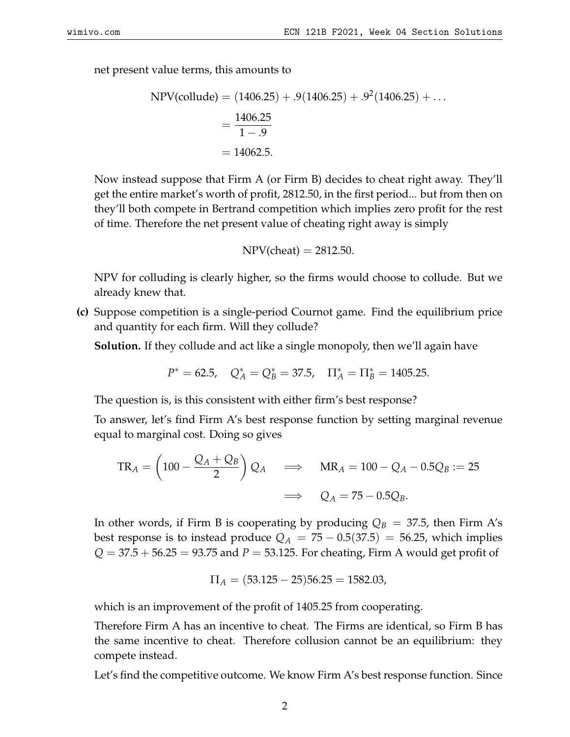net present value terms, this amounts to

$$
\begin{aligned}
\text{NPV(collude)} &= (1406.25) + .9(1406.25) + .9^2(1406.25) + \ldots \\
&= \frac{1406.25}{1 - .9} \\
&= 14062.5.
\end{aligned}
$$

Now instead suppose that Firm A (or Firm B) decides to cheat right away. They'll get the entire market's worth of profit, 2812.50, in the first period... but from then on they'll both compete in Bertrand competition which implies zero profit for the rest of time. Therefore the net present value of cheating right away is simply

$$\text{NPV(cheat)} = 2812.50.$$

NPV for colluding is clearly higher, so the firms would choose to collude. But we already knew that.

**(c)** Suppose competition is a single-period Cournot game. Find the equilibrium price and quantity for each firm. Will they collude?

**Solution.** If they collude and act like a single monopoly, then we'll again have

$$P^* = 62.5, \quad Q_A^* = Q_B^* = 37.5, \quad \Pi_A^* = \Pi_B^* = 1405.25.$$

The question is, is this consistent with either firm's best response?

To answer, let's find Firm A's best response function by setting marginal revenue equal to marginal cost. Doing so gives

$$
\begin{aligned}
\text{TR}_A = \left(100 - \frac{Q_A + Q_B}{2}\right) Q_A \quad &\implies \quad \text{MR}_A = 100 - Q_A - 0.5Q_B := 25 \\
&\implies \quad Q_A = 75 - 0.5Q_B.
\end{aligned}
$$

In other words, if Firm B is cooperating by producing $Q_B = 37.5$, then Firm A's best response is to instead produce $Q_A = 75 - 0.5(37.5) = 56.25$, which implies $Q = 37.5 + 56.25 = 93.75$ and $P = 53.125$. For cheating, Firm A would get profit of

$$\Pi_A = (53.125 - 25)56.25 = 1582.03,$$

which is an improvement of the profit of 1405.25 from cooperating.

Therefore Firm A has an incentive to cheat. The Firms are identical, so Firm B has the same incentive to cheat. Therefore collusion cannot be an equilibrium: they compete instead.

Let's find the competitive outcome. We know Firm A's best response function. Since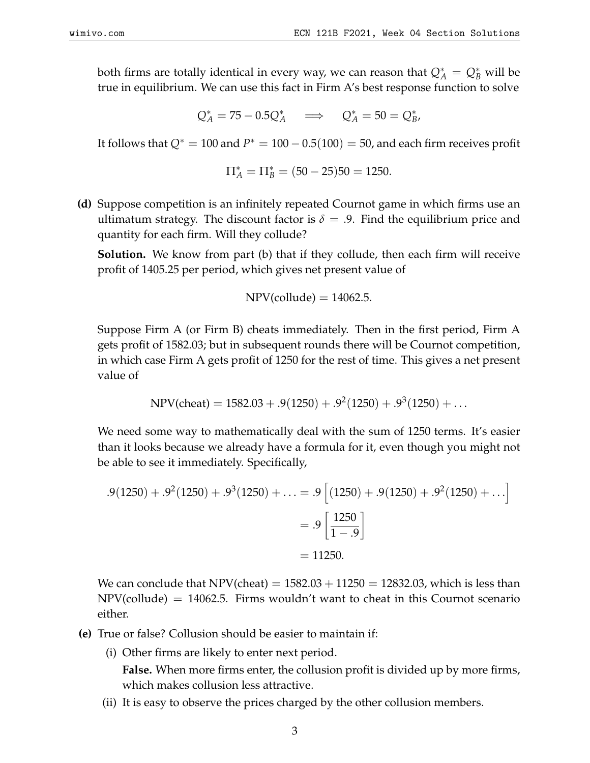both firms are totally identical in every way, we can reason that $Q_A^* = Q_B^*$ will be true in equilibrium. We can use this fact in Firm A's best response function to solve

$$Q_A^* = 75 - 0.5Q_A^* \quad \Longrightarrow \quad Q_A^* = 50 = Q_B^*,$$

It follows that $Q^* = 100$ and $P^* = 100 - 0.5(100) = 50$, and each firm receives profit

$$\Pi_A^* = \Pi_B^* = (50 - 25)50 = 1250.$$

**(d)** Suppose competition is an infinitely repeated Cournot game in which firms use an ultimatum strategy. The discount factor is $\delta = .9$. Find the equilibrium price and quantity for each firm. Will they collude?

**Solution.** We know from part (b) that if they collude, then each firm will receive profit of 1405.25 per period, which gives net present value of

$$\text{NPV(collude)} = 14062.5.$$

Suppose Firm A (or Firm B) cheats immediately. Then in the first period, Firm A gets profit of 1582.03; but in subsequent rounds there will be Cournot competition, in which case Firm A gets profit of 1250 for the rest of time. This gives a net present value of

$$\text{NPV(cheat)} = 1582.03 + .9(1250) + .9^2(1250) + .9^3(1250) + \ldots$$

We need some way to mathematically deal with the sum of 1250 terms. It's easier than it looks because we already have a formula for it, even though you might not be able to see it immediately. Specifically,

$$\begin{aligned}
.9(1250) + .9^2(1250) + .9^3(1250) + \ldots &= .9\left[(1250) + .9(1250) + .9^2(1250) + \ldots\right] \\
&= .9\left[\frac{1250}{1 - .9}\right] \\
&= 11250.
\end{aligned}$$

We can conclude that $\text{NPV(cheat)} = 1582.03 + 11250 = 12832.03$, which is less than $\text{NPV(collude)} = 14062.5$. Firms wouldn't want to cheat in this Cournot scenario either.

**(e)** True or false? Collusion should be easier to maintain if:

(i) Other firms are likely to enter next period.

**False.** When more firms enter, the collusion profit is divided up by more firms, which makes collusion less attractive.

(ii) It is easy to observe the prices charged by the other collusion members.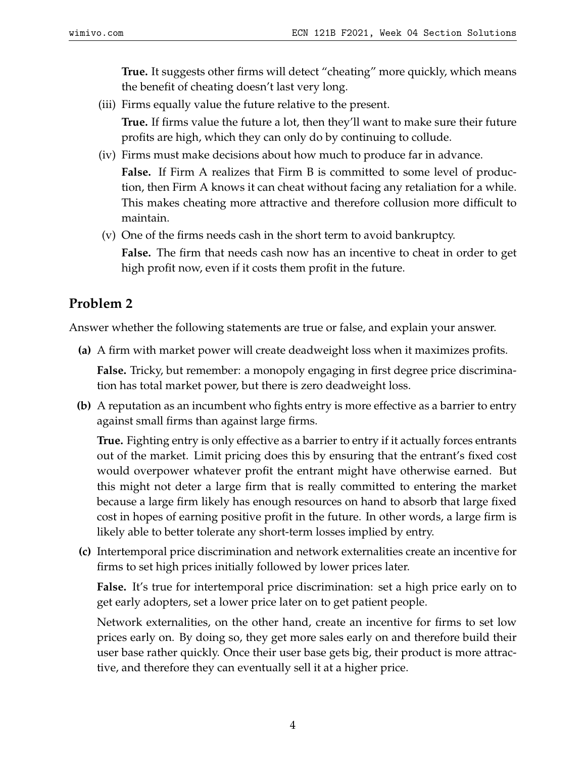**True.** It suggests other firms will detect "cheating" more quickly, which means the benefit of cheating doesn't last very long.

(iii) Firms equally value the future relative to the present.

**True.** If firms value the future a lot, then they'll want to make sure their future profits are high, which they can only do by continuing to collude.

(iv) Firms must make decisions about how much to produce far in advance.

**False.** If Firm A realizes that Firm B is committed to some level of production, then Firm A knows it can cheat without facing any retaliation for a while. This makes cheating more attractive and therefore collusion more difficult to maintain.

(v) One of the firms needs cash in the short term to avoid bankruptcy.

**False.** The firm that needs cash now has an incentive to cheat in order to get high profit now, even if it costs them profit in the future.

## Problem 2

Answer whether the following statements are true or false, and explain your answer.

**(a)** A firm with market power will create deadweight loss when it maximizes profits.

**False.** Tricky, but remember: a monopoly engaging in first degree price discrimination has total market power, but there is zero deadweight loss.

**(b)** A reputation as an incumbent who fights entry is more effective as a barrier to entry against small firms than against large firms.

**True.** Fighting entry is only effective as a barrier to entry if it actually forces entrants out of the market. Limit pricing does this by ensuring that the entrant's fixed cost would overpower whatever profit the entrant might have otherwise earned. But this might not deter a large firm that is really committed to entering the market because a large firm likely has enough resources on hand to absorb that large fixed cost in hopes of earning positive profit in the future. In other words, a large firm is likely able to better tolerate any short-term losses implied by entry.

**(c)** Intertemporal price discrimination and network externalities create an incentive for firms to set high prices initially followed by lower prices later.

**False.** It's true for intertemporal price discrimination: set a high price early on to get early adopters, set a lower price later on to get patient people.

Network externalities, on the other hand, create an incentive for firms to set low prices early on. By doing so, they get more sales early on and therefore build their user base rather quickly. Once their user base gets big, their product is more attractive, and therefore they can eventually sell it at a higher price.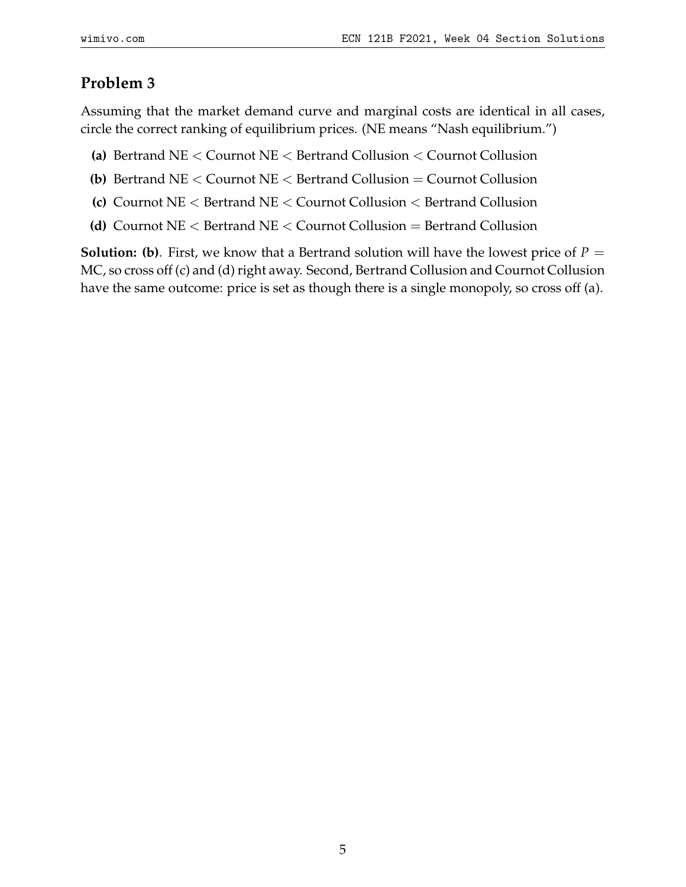## Problem 3

Assuming that the market demand curve and marginal costs are identical in all cases, circle the correct ranking of equilibrium prices. (NE means "Nash equilibrium.")

- **(a)** Bertrand NE < Cournot NE < Bertrand Collusion < Cournot Collusion
- **(b)** Bertrand NE < Cournot NE < Bertrand Collusion = Cournot Collusion
- **(c)** Cournot NE < Bertrand NE < Cournot Collusion < Bertrand Collusion
- **(d)** Cournot NE < Bertrand NE < Cournot Collusion = Bertrand Collusion

**Solution: (b)**. First, we know that a Bertrand solution will have the lowest price of $P =$ MC, so cross off (c) and (d) right away. Second, Bertrand Collusion and Cournot Collusion have the same outcome: price is set as though there is a single monopoly, so cross off (a).